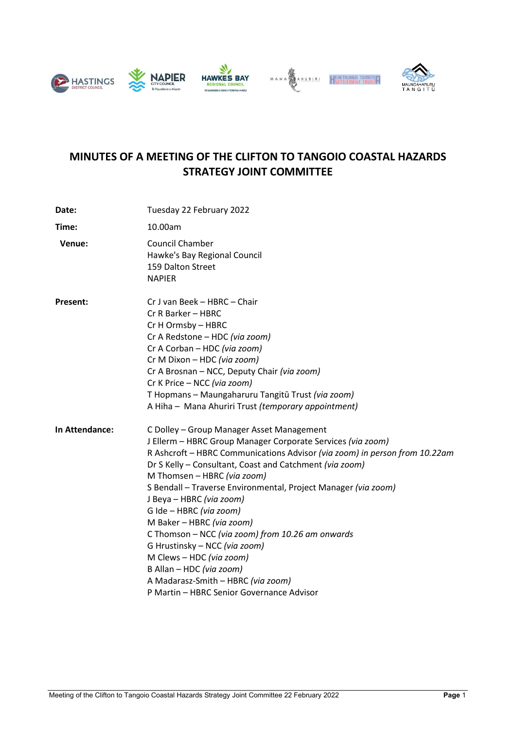# MINUTES OF A MEETING OF THE CLIFTON TO TANGOIO COASTAL HAZARDS STRATEGY JOINT COMMITTEE

**Date:** Tuesday 22 February 2022

**Time:** 10.00am

**Venue:** Council Chamber
Hawke's Bay Regional Council
159 Dalton Street
NAPIER

**Present:**
Cr J van Beek – HBRC – Chair
Cr R Barker – HBRC
Cr H Ormsby – HBRC
Cr A Redstone – HDC *(via zoom)*
Cr A Corban – HDC *(via zoom)*
Cr M Dixon – HDC *(via zoom)*
Cr A Brosnan – NCC, Deputy Chair *(via zoom)*
Cr K Price – NCC *(via zoom)*
T Hopmans – Maungaharuru Tangitū Trust *(via zoom)*
A Hiha – Mana Ahuriri Trust *(temporary appointment)*

**In Attendance:**
C Dolley – Group Manager Asset Management
J Ellerm – HBRC Group Manager Corporate Services *(via zoom)*
R Ashcroft – HBRC Communications Advisor *(via zoom) in person from 10.22am*
Dr S Kelly – Consultant, Coast and Catchment *(via zoom)*
M Thomsen – HBRC *(via zoom)*
S Bendall – Traverse Environmental, Project Manager *(via zoom)*
J Beya – HBRC *(via zoom)*
G Ide – HBRC *(via zoom)*
M Baker – HBRC *(via zoom)*
C Thomson – NCC *(via zoom) from 10.26 am onwards*
G Hrustinsky – NCC *(via zoom)*
M Clews – HDC *(via zoom)*
B Allan – HDC *(via zoom)*
A Madarasz-Smith – HBRC *(via zoom)*
P Martin – HBRC Senior Governance Advisor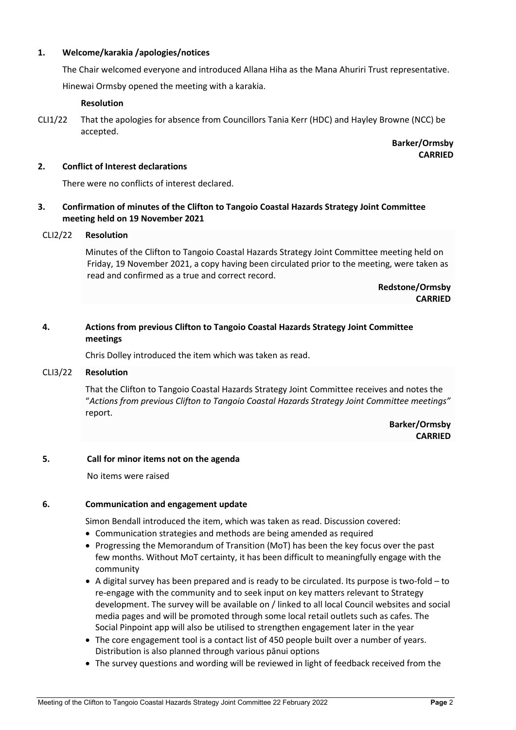## 1. Welcome/karakia /apologies/notices

The Chair welcomed everyone and introduced Allana Hiha as the Mana Ahuriri Trust representative.

Hinewai Ormsby opened the meeting with a karakia.

**Resolution**

CLI1/22 That the apologies for absence from Councillors Tania Kerr (HDC) and Hayley Browne (NCC) be accepted.

**Barker/Ormsby**
**CARRIED**

## 2. Conflict of Interest declarations

There were no conflicts of interest declared.

## 3. Confirmation of minutes of the Clifton to Tangoio Coastal Hazards Strategy Joint Committee meeting held on 19 November 2021

CLI2/22 **Resolution**

Minutes of the Clifton to Tangoio Coastal Hazards Strategy Joint Committee meeting held on Friday, 19 November 2021, a copy having been circulated prior to the meeting, were taken as read and confirmed as a true and correct record.

**Redstone/Ormsby**
**CARRIED**

## 4. Actions from previous Clifton to Tangoio Coastal Hazards Strategy Joint Committee meetings

Chris Dolley introduced the item which was taken as read.

CLI3/22 **Resolution**

That the Clifton to Tangoio Coastal Hazards Strategy Joint Committee receives and notes the "*Actions from previous Clifton to Tangoio Coastal Hazards Strategy Joint Committee meetings"* report.

**Barker/Ormsby**
**CARRIED**

## 5. Call for minor items not on the agenda

No items were raised

## 6. Communication and engagement update

Simon Bendall introduced the item, which was taken as read. Discussion covered:

- Communication strategies and methods are being amended as required
- Progressing the Memorandum of Transition (MoT) has been the key focus over the past few months. Without MoT certainty, it has been difficult to meaningfully engage with the community
- A digital survey has been prepared and is ready to be circulated. Its purpose is two-fold – to re-engage with the community and to seek input on key matters relevant to Strategy development. The survey will be available on / linked to all local Council websites and social media pages and will be promoted through some local retail outlets such as cafes. The Social Pinpoint app will also be utilised to strengthen engagement later in the year
- The core engagement tool is a contact list of 450 people built over a number of years. Distribution is also planned through various pānui options
- The survey questions and wording will be reviewed in light of feedback received from the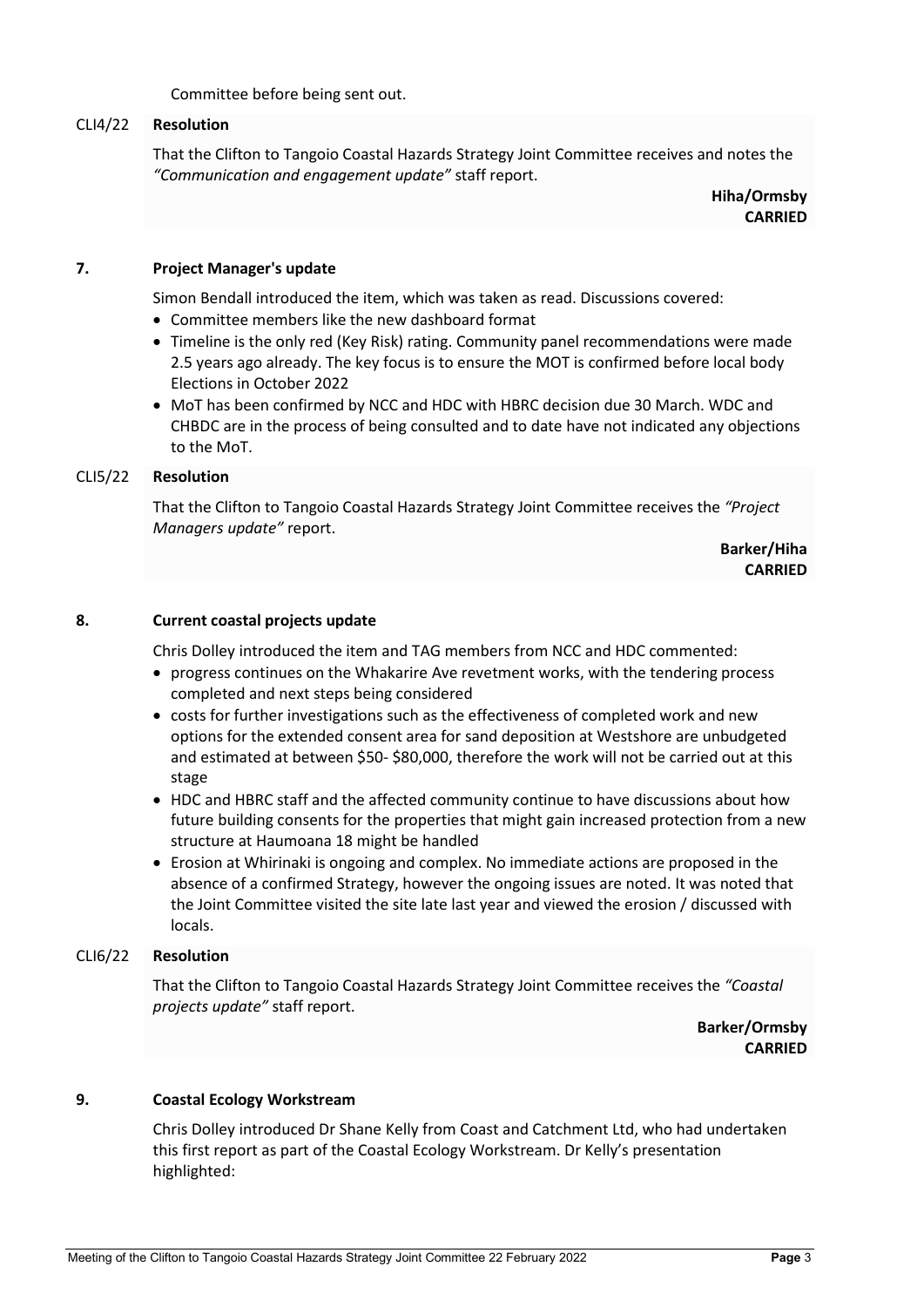Committee before being sent out.

CLI4/22 **Resolution**

That the Clifton to Tangoio Coastal Hazards Strategy Joint Committee receives and notes the *"Communication and engagement update"* staff report.

**Hiha/Ormsby**
**CARRIED**

## 7. Project Manager's update

Simon Bendall introduced the item, which was taken as read. Discussions covered:

- Committee members like the new dashboard format
- Timeline is the only red (Key Risk) rating. Community panel recommendations were made 2.5 years ago already. The key focus is to ensure the MOT is confirmed before local body Elections in October 2022
- MoT has been confirmed by NCC and HDC with HBRC decision due 30 March. WDC and CHBDC are in the process of being consulted and to date have not indicated any objections to the MoT.

CLI5/22 **Resolution**

That the Clifton to Tangoio Coastal Hazards Strategy Joint Committee receives the *"Project Managers update"* report.

**Barker/Hiha**
**CARRIED**

## 8. Current coastal projects update

Chris Dolley introduced the item and TAG members from NCC and HDC commented:

- progress continues on the Whakarire Ave revetment works, with the tendering process completed and next steps being considered
- costs for further investigations such as the effectiveness of completed work and new options for the extended consent area for sand deposition at Westshore are unbudgeted and estimated at between $50- $80,000, therefore the work will not be carried out at this stage
- HDC and HBRC staff and the affected community continue to have discussions about how future building consents for the properties that might gain increased protection from a new structure at Haumoana 18 might be handled
- Erosion at Whirinaki is ongoing and complex. No immediate actions are proposed in the absence of a confirmed Strategy, however the ongoing issues are noted. It was noted that the Joint Committee visited the site late last year and viewed the erosion / discussed with locals.

CLI6/22 **Resolution**

That the Clifton to Tangoio Coastal Hazards Strategy Joint Committee receives the *"Coastal projects update"* staff report.

**Barker/Ormsby**
**CARRIED**

## 9. Coastal Ecology Workstream

Chris Dolley introduced Dr Shane Kelly from Coast and Catchment Ltd, who had undertaken this first report as part of the Coastal Ecology Workstream. Dr Kelly's presentation highlighted: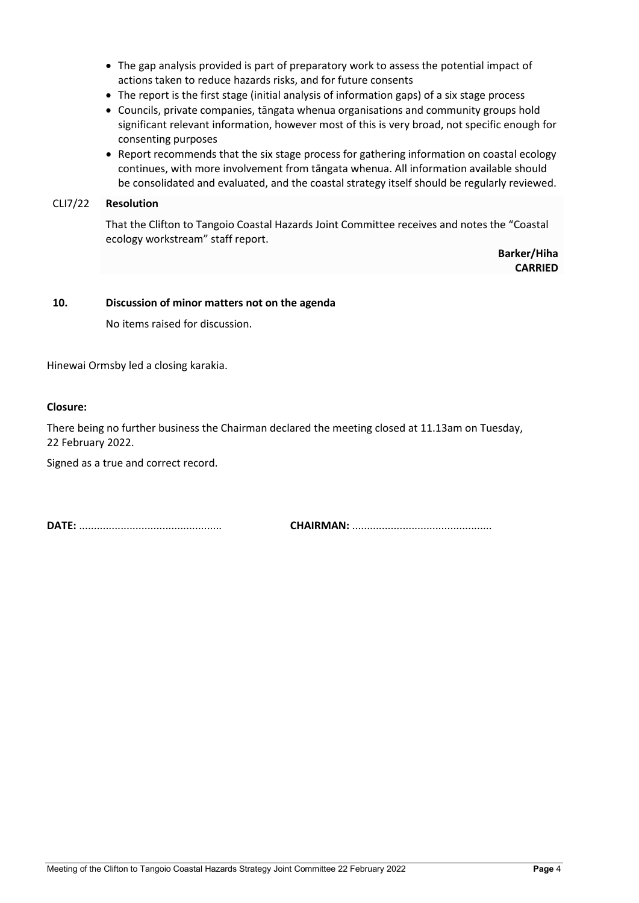- The gap analysis provided is part of preparatory work to assess the potential impact of actions taken to reduce hazards risks, and for future consents
- The report is the first stage (initial analysis of information gaps) of a six stage process
- Councils, private companies, tāngata whenua organisations and community groups hold significant relevant information, however most of this is very broad, not specific enough for consenting purposes
- Report recommends that the six stage process for gathering information on coastal ecology continues, with more involvement from tāngata whenua. All information available should be consolidated and evaluated, and the coastal strategy itself should be regularly reviewed.

CLI7/22 **Resolution**

That the Clifton to Tangoio Coastal Hazards Joint Committee receives and notes the "Coastal ecology workstream" staff report.

**Barker/Hiha**
**CARRIED**

**10. Discussion of minor matters not on the agenda**

No items raised for discussion.

Hinewai Ormsby led a closing karakia.

**Closure:**

There being no further business the Chairman declared the meeting closed at 11.13am on Tuesday, 22 February 2022.

Signed as a true and correct record.

**DATE:** ................................................ **CHAIRMAN:** ...............................................